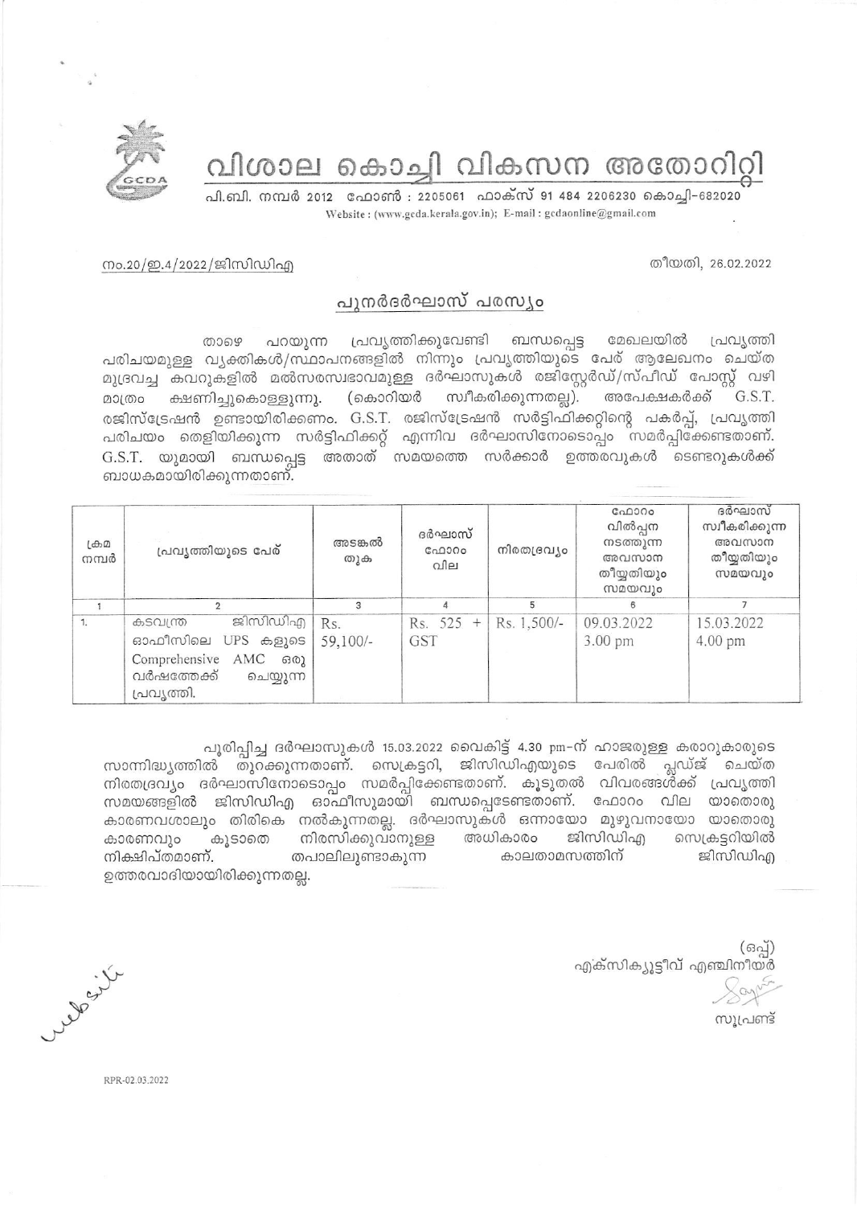# വിശാല കൊച്ചി വികസന അതോറിറ്റി

പി.ബി. നമ്പർ 2012 ഫോൺ : 2205061 ഫാക്സ് 91 484 2206230 കൊച്ചി-682020

Website : (www.gcda.kerala.gov.in); E-mail : gcdaonline@gmail.com

നം.20/ഇ.4/2022/ജിസിഡിഎ

തീയതി, 26.02.2022

## പുനർദർഘാസ് പരസ്യം

താഴെ പറയുന്ന പ്രവൃത്തിക്കുവേണ്ടി ബന്ധപ്പെട്ട മേഖലയിൽ പ്രവൃത്തി പരിചയമുള്ള വ്യക്തികൾ/സ്ഥാപനങ്ങളിൽ നിന്നും പ്രവൃത്തിയുടെ പേര് ആലേഖനം ചെയ്ത മുദ്രവച്ച കവറുകളിൽ മൽസരസ്വഭാവമുള്ള ദർഘാസുകൾ രജിസ്റ്റേർഡ്/സ്പീഡ് പോസ്റ്റ് വഴി മാത്രം ക്ഷണിച്ചുകൊള്ളുന്നു. (കൊറിയർ സ്വീകരിക്കുന്നതല്ല). അപേക്ഷകർക്ക് G.S.T. രജിസ്ട്രേഷൻ ഉണ്ടായിരിക്കണം. G.S.T. രജിസ്ട്രേഷൻ സർട്ടിഫിക്കറ്റിന്റെ പകർപ്പ്, പ്രവൃത്തി പരിചയം തെളിയിക്കുന്ന സർട്ടിഫിക്കറ്റ് എന്നിവ ദർഘാസിനോടൊപ്പം സമർപ്പിക്കേണ്ടതാണ്. G.S.T. യുമായി ബന്ധപ്പെട്ട അതാത് സമയത്തെ സർക്കാർ ഉത്തരവുകൾ ടെണ്ടറുകൾക്ക് ബാധകമായിരിക്കുന്നതാണ്.

| ക്രമ നമ്പർ | പ്രവൃത്തിയുടെ പേര് | അടങ്കൽ തുക | ദർഘാസ് ഫോറം വില | നിരതദ്രവ്യം | ഫോറം വിൽപ്പന നടത്തുന്ന അവസാന തീയ്യതിയും സമയവും | ദർഘാസ് സ്വീകരിക്കുന്ന അവസാന തീയ്യതിയും സമയവും |
|---|---|---|---|---|---|---|
| 1 | 2 | 3 | 4 | 5 | 6 | 7 |
| 1. | കടവന്ത്ര ജിസിഡിഎ ഓഫീസിലെ UPS കളുടെ Comprehensive AMC ഒരു വർഷത്തേക്ക് ചെയ്യുന്ന പ്രവൃത്തി. | Rs. 59,100/- | Rs. 525 + GST | Rs. 1,500/- | 09.03.2022 3.00 pm | 15.03.2022 4.00 pm |

പൂരിപ്പിച്ച ദർഘാസുകൾ 15.03.2022 വൈകിട്ട് 4.30 pm-ന് ഹാജരുള്ള കരാറുകാരുടെ സാന്നിദ്ധ്യത്തിൽ തുറക്കുന്നതാണ്. സെക്രട്ടറി, ജിസിഡിഎയുടെ പേരിൽ പ്ലഡ്ജ് ചെയ്ത നിരതദ്രവ്യം ദർഘാസിനോടൊപ്പം സമർപ്പിക്കേണ്ടതാണ്. കൂടുതൽ വിവരങ്ങൾക്ക് പ്രവൃത്തി സമയങ്ങളിൽ ജിസിഡിഎ ഓഫീസുമായി ബന്ധപ്പെടേണ്ടതാണ്. ഫോറം വില യാതൊരു കാരണവശാലും തിരികെ നൽകുന്നതല്ല. ദർഘാസുകൾ ഒന്നായോ മുഴുവനായോ യാതൊരു കാരണവും കൂടാതെ നിരസിക്കുവാനുള്ള അധികാരം ജിസിഡിഎ സെക്രട്ടറിയിൽ നിക്ഷിപ്തമാണ്. തപാലിലുണ്ടാകുന്ന കാലതാമസത്തിന് ജിസിഡിഎ ഉത്തരവാദിയായിരിക്കുന്നതല്ല.

(ഒപ്പ്)
എക്സിക്യൂട്ടീവ് എഞ്ചിനീയർ

സൂപ്രണ്ട്

website

RPR-02.03.2022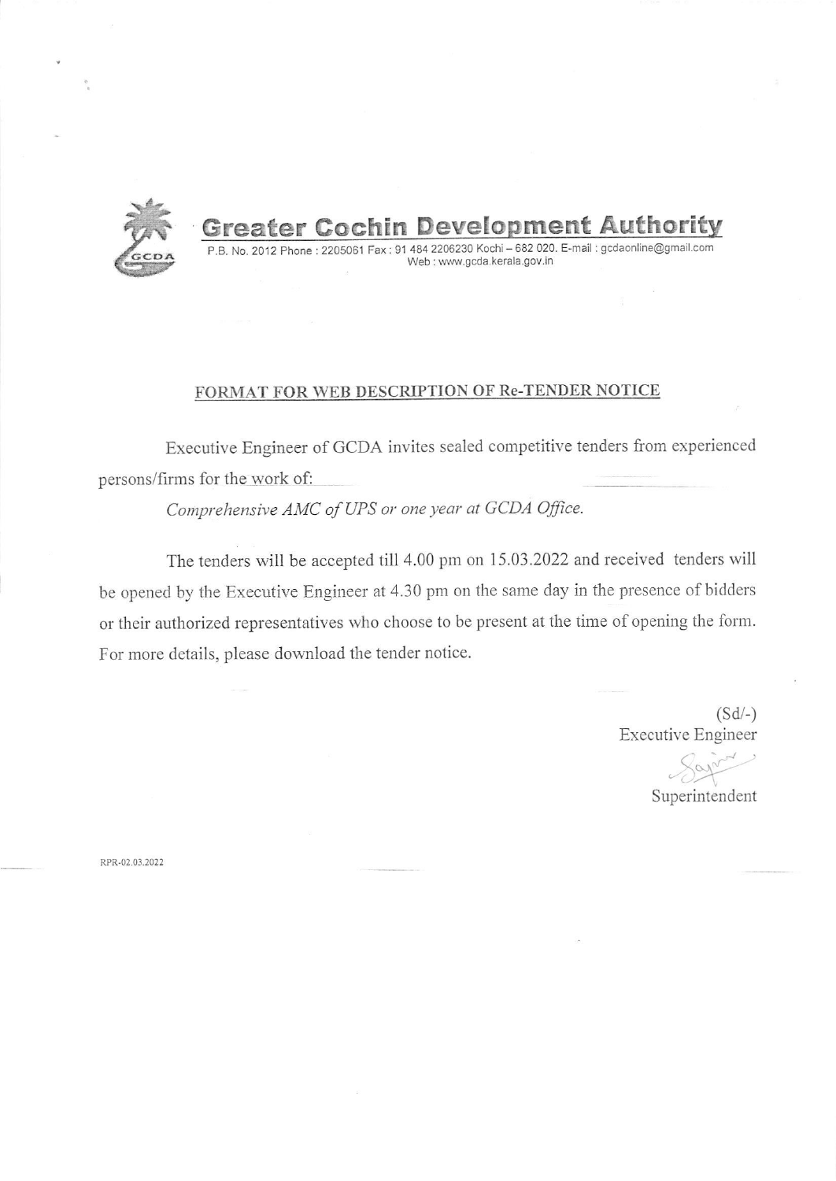# Greater Cochin Development Authority

P.B. No. 2012 Phone : 2205061 Fax : 91 484 2206230 Kochi – 682 020. E-mail : gcdaonline@gmail.com
Web : www.gcda.kerala.gov.in

## FORMAT FOR WEB DESCRIPTION OF Re-TENDER NOTICE

Executive Engineer of GCDA invites sealed competitive tenders from experienced persons/firms for the work of:

*Comprehensive AMC of UPS or one year at GCDA Office.*

The tenders will be accepted till 4.00 pm on 15.03.2022 and received tenders will be opened by the Executive Engineer at 4.30 pm on the same day in the presence of bidders or their authorized representatives who choose to be present at the time of opening the form. For more details, please download the tender notice.

(Sd/-)
Executive Engineer

Superintendent

RPR-02.03.2022